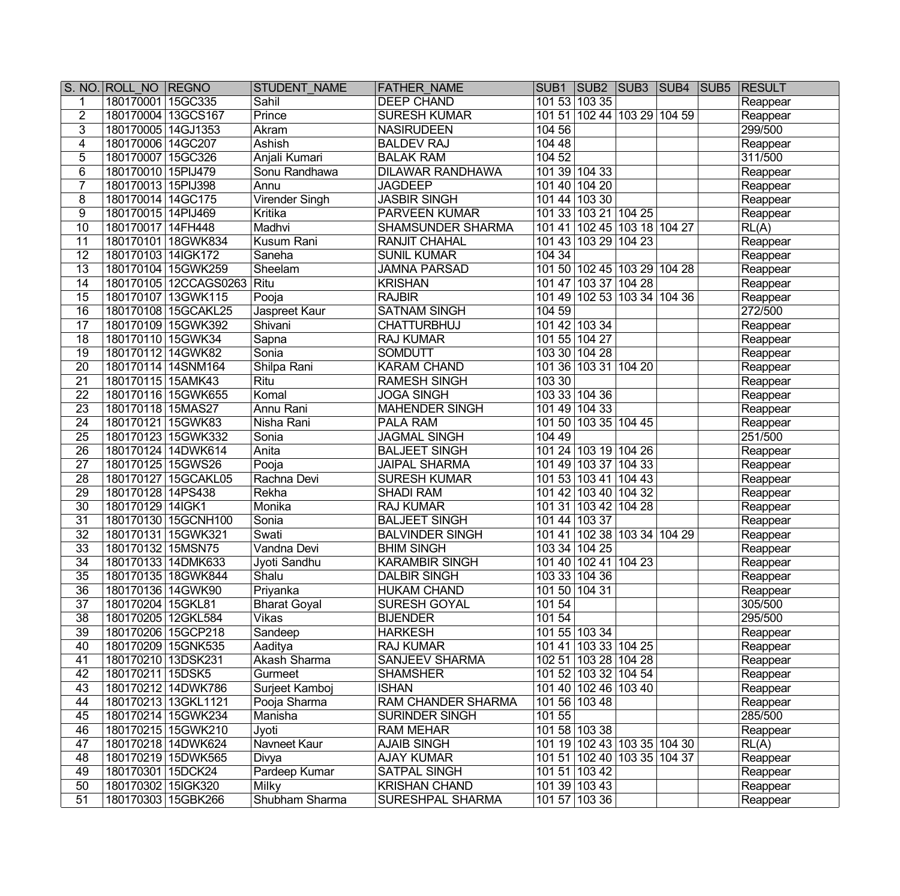| S. NO. | ROLL_NO | REGNO | STUDENT_NAME | FATHER_NAME | SUB1 | SUB2 | SUB3 | SUB4 | SUB5 | RESULT |
|---|---|---|---|---|---|---|---|---|---|---|
| 1 | 180170001 | 15GC335 | Sahil | DEEP CHAND | 101 53 | 103 35 | | | | Reappear |
| 2 | 180170004 | 13GCS167 | Prince | SURESH KUMAR | 101 51 | 102 44 | 103 29 | 104 59 | | Reappear |
| 3 | 180170005 | 14GJ1353 | Akram | NASIRUDEEN | 104 56 | | | | | 299/500 |
| 4 | 180170006 | 14GC207 | Ashish | BALDEV RAJ | 104 48 | | | | | Reappear |
| 5 | 180170007 | 15GC326 | Anjali Kumari | BALAK RAM | 104 52 | | | | | 311/500 |
| 6 | 180170010 | 15PIJ479 | Sonu Randhawa | DILAWAR RANDHAWA | 101 39 | 104 33 | | | | Reappear |
| 7 | 180170013 | 15PIJ398 | Annu | JAGDEEP | 101 40 | 104 20 | | | | Reappear |
| 8 | 180170014 | 14GC175 | Virender Singh | JASBIR SINGH | 101 44 | 103 30 | | | | Reappear |
| 9 | 180170015 | 14PIJ469 | Kritika | PARVEEN KUMAR | 101 33 | 103 21 | 104 25 | | | Reappear |
| 10 | 180170017 | 14FH448 | Madhvi | SHAMSUNDER SHARMA | 101 41 | 102 45 | 103 18 | 104 27 | | RL(A) |
| 11 | 180170101 | 18GWK834 | Kusum Rani | RANJIT CHAHAL | 101 43 | 103 29 | 104 23 | | | Reappear |
| 12 | 180170103 | 14IGK172 | Saneha | SUNIL KUMAR | 104 34 | | | | | Reappear |
| 13 | 180170104 | 15GWK259 | Sheelam | JAMNA PARSAD | 101 50 | 102 45 | 103 29 | 104 28 | | Reappear |
| 14 | 180170105 | 12CCAGS0263 | Ritu | KRISHAN | 101 47 | 103 37 | 104 28 | | | Reappear |
| 15 | 180170107 | 13GWK115 | Pooja | RAJBIR | 101 49 | 102 53 | 103 34 | 104 36 | | Reappear |
| 16 | 180170108 | 15GCAKL25 | Jaspreet Kaur | SATNAM SINGH | 104 59 | | | | | 272/500 |
| 17 | 180170109 | 15GWK392 | Shivani | CHATTURBHUJ | 101 42 | 103 34 | | | | Reappear |
| 18 | 180170110 | 15GWK34 | Sapna | RAJ KUMAR | 101 55 | 104 27 | | | | Reappear |
| 19 | 180170112 | 14GWK82 | Sonia | SOMDUTT | 103 30 | 104 28 | | | | Reappear |
| 20 | 180170114 | 14SNM164 | Shilpa Rani | KARAM CHAND | 101 36 | 103 31 | 104 20 | | | Reappear |
| 21 | 180170115 | 15AMK43 | Ritu | RAMESH SINGH | 103 30 | | | | | Reappear |
| 22 | 180170116 | 15GWK655 | Komal | JOGA SINGH | 103 33 | 104 36 | | | | Reappear |
| 23 | 180170118 | 15MAS27 | Annu Rani | MAHENDER SINGH | 101 49 | 104 33 | | | | Reappear |
| 24 | 180170121 | 15GWK83 | Nisha Rani | PALA RAM | 101 50 | 103 35 | 104 45 | | | Reappear |
| 25 | 180170123 | 15GWK332 | Sonia | JAGMAL SINGH | 104 49 | | | | | 251/500 |
| 26 | 180170124 | 14DWK614 | Anita | BALJEET SINGH | 101 24 | 103 19 | 104 26 | | | Reappear |
| 27 | 180170125 | 15GWS26 | Pooja | JAIPAL SHARMA | 101 49 | 103 37 | 104 33 | | | Reappear |
| 28 | 180170127 | 15GCAKL05 | Rachna Devi | SURESH KUMAR | 101 53 | 103 41 | 104 43 | | | Reappear |
| 29 | 180170128 | 14PS438 | Rekha | SHADI RAM | 101 42 | 103 40 | 104 32 | | | Reappear |
| 30 | 180170129 | 14IGK1 | Monika | RAJ KUMAR | 101 31 | 103 42 | 104 28 | | | Reappear |
| 31 | 180170130 | 15GCNH100 | Sonia | BALJEET SINGH | 101 44 | 103 37 | | | | Reappear |
| 32 | 180170131 | 15GWK321 | Swati | BALVINDER SINGH | 101 41 | 102 38 | 103 34 | 104 29 | | Reappear |
| 33 | 180170132 | 15MSN75 | Vandna Devi | BHIM SINGH | 103 34 | 104 25 | | | | Reappear |
| 34 | 180170133 | 14DMK633 | Jyoti Sandhu | KARAMBIR SINGH | 101 40 | 102 41 | 104 23 | | | Reappear |
| 35 | 180170135 | 18GWK844 | Shalu | DALBIR SINGH | 103 33 | 104 36 | | | | Reappear |
| 36 | 180170136 | 14GWK90 | Priyanka | HUKAM CHAND | 101 50 | 104 31 | | | | Reappear |
| 37 | 180170204 | 15GKL81 | Bharat Goyal | SURESH GOYAL | 101 54 | | | | | 305/500 |
| 38 | 180170205 | 12GKL584 | Vikas | BIJENDER | 101 54 | | | | | 295/500 |
| 39 | 180170206 | 15GCP218 | Sandeep | HARKESH | 101 55 | 103 34 | | | | Reappear |
| 40 | 180170209 | 15GNK535 | Aaditya | RAJ KUMAR | 101 41 | 103 33 | 104 25 | | | Reappear |
| 41 | 180170210 | 13DSK231 | Akash Sharma | SANJEEV SHARMA | 102 51 | 103 28 | 104 28 | | | Reappear |
| 42 | 180170211 | 15DSK5 | Gurmeet | SHAMSHER | 101 52 | 103 32 | 104 54 | | | Reappear |
| 43 | 180170212 | 14DWK786 | Surjeet Kamboj | ISHAN | 101 40 | 102 46 | 103 40 | | | Reappear |
| 44 | 180170213 | 13GKL1121 | Pooja Sharma | RAM CHANDER SHARMA | 101 56 | 103 48 | | | | Reappear |
| 45 | 180170214 | 15GWK234 | Manisha | SURINDER SINGH | 101 55 | | | | | 285/500 |
| 46 | 180170215 | 15GWK210 | Jyoti | RAM MEHAR | 101 58 | 103 38 | | | | Reappear |
| 47 | 180170218 | 14DWK624 | Navneet Kaur | AJAIB SINGH | 101 19 | 102 43 | 103 35 | 104 30 | | RL(A) |
| 48 | 180170219 | 15DWK565 | Divya | AJAY KUMAR | 101 51 | 102 40 | 103 35 | 104 37 | | Reappear |
| 49 | 180170301 | 15DCK24 | Pardeep Kumar | SATPAL SINGH | 101 51 | 103 42 | | | | Reappear |
| 50 | 180170302 | 15IGK320 | Milky | KRISHAN CHAND | 101 39 | 103 43 | | | | Reappear |
| 51 | 180170303 | 15GBK266 | Shubham Sharma | SURESHPAL SHARMA | 101 57 | 103 36 | | | | Reappear |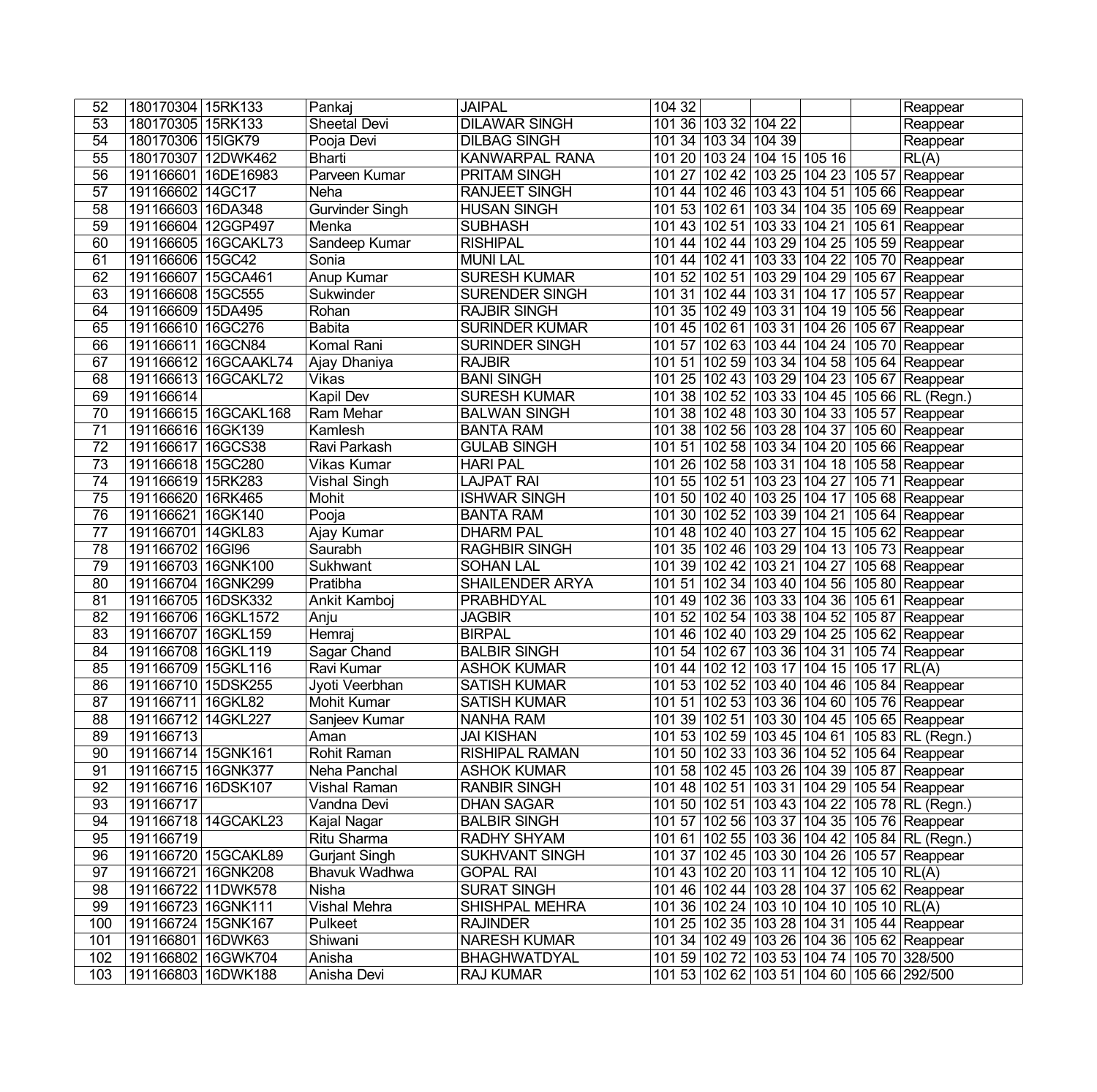| 52 | 180170304 | 15RK133 | Pankaj | JAIPAL | 104 32 | | | | | Reappear |
|---|---|---|---|---|---|---|---|---|---|---|
| 53 | 180170305 | 15RK133 | Sheetal Devi | DILAWAR SINGH | 101 36 | 103 32 | 104 22 | | | Reappear |
| 54 | 180170306 | 15IGK79 | Pooja Devi | DILBAG SINGH | 101 34 | 103 34 | 104 39 | | | Reappear |
| 55 | 180170307 | 12DWK462 | Bharti | KANWARPAL RANA | 101 20 | 103 24 | 104 15 | 105 16 | | RL(A) |
| 56 | 191166601 | 16DE16983 | Parveen Kumar | PRITAM SINGH | 101 27 | 102 42 | 103 25 | 104 23 | 105 57 | Reappear |
| 57 | 191166602 | 14GC17 | Neha | RANJEET SINGH | 101 44 | 102 46 | 103 43 | 104 51 | 105 66 | Reappear |
| 58 | 191166603 | 16DA348 | Gurvinder Singh | HUSAN SINGH | 101 53 | 102 61 | 103 34 | 104 35 | 105 69 | Reappear |
| 59 | 191166604 | 12GGP497 | Menka | SUBHASH | 101 43 | 102 51 | 103 33 | 104 21 | 105 61 | Reappear |
| 60 | 191166605 | 16GCAKL73 | Sandeep Kumar | RISHIPAL | 101 44 | 102 44 | 103 29 | 104 25 | 105 59 | Reappear |
| 61 | 191166606 | 15GC42 | Sonia | MUNI LAL | 101 44 | 102 41 | 103 33 | 104 22 | 105 70 | Reappear |
| 62 | 191166607 | 15GCA461 | Anup Kumar | SURESH KUMAR | 101 52 | 102 51 | 103 29 | 104 29 | 105 67 | Reappear |
| 63 | 191166608 | 15GC555 | Sukwinder | SURENDER SINGH | 101 31 | 102 44 | 103 31 | 104 17 | 105 57 | Reappear |
| 64 | 191166609 | 15DA495 | Rohan | RAJBIR SINGH | 101 35 | 102 49 | 103 31 | 104 19 | 105 56 | Reappear |
| 65 | 191166610 | 16GC276 | Babita | SURINDER KUMAR | 101 45 | 102 61 | 103 31 | 104 26 | 105 67 | Reappear |
| 66 | 191166611 | 16GCN84 | Komal Rani | SURINDER SINGH | 101 57 | 102 63 | 103 44 | 104 24 | 105 70 | Reappear |
| 67 | 191166612 | 16GCAAKL74 | Ajay Dhaniya | RAJBIR | 101 51 | 102 59 | 103 34 | 104 58 | 105 64 | Reappear |
| 68 | 191166613 | 16GCAKL72 | Vikas | BANI SINGH | 101 25 | 102 43 | 103 29 | 104 23 | 105 67 | Reappear |
| 69 | 191166614 | | Kapil Dev | SURESH KUMAR | 101 38 | 102 52 | 103 33 | 104 45 | 105 66 | RL (Regn.) |
| 70 | 191166615 | 16GCAKL168 | Ram Mehar | BALWAN SINGH | 101 38 | 102 48 | 103 30 | 104 33 | 105 57 | Reappear |
| 71 | 191166616 | 16GK139 | Kamlesh | BANTA RAM | 101 38 | 102 56 | 103 28 | 104 37 | 105 60 | Reappear |
| 72 | 191166617 | 16GCS38 | Ravi Parkash | GULAB SINGH | 101 51 | 102 58 | 103 34 | 104 20 | 105 66 | Reappear |
| 73 | 191166618 | 15GC280 | Vikas Kumar | HARI PAL | 101 26 | 102 58 | 103 31 | 104 18 | 105 58 | Reappear |
| 74 | 191166619 | 15RK283 | Vishal Singh | LAJPAT RAI | 101 55 | 102 51 | 103 23 | 104 27 | 105 71 | Reappear |
| 75 | 191166620 | 16RK465 | Mohit | ISHWAR SINGH | 101 50 | 102 40 | 103 25 | 104 17 | 105 68 | Reappear |
| 76 | 191166621 | 16GK140 | Pooja | BANTA RAM | 101 30 | 102 52 | 103 39 | 104 21 | 105 64 | Reappear |
| 77 | 191166701 | 14GKL83 | Ajay Kumar | DHARM PAL | 101 48 | 102 40 | 103 27 | 104 15 | 105 62 | Reappear |
| 78 | 191166702 | 16GI96 | Saurabh | RAGHBIR SINGH | 101 35 | 102 46 | 103 29 | 104 13 | 105 73 | Reappear |
| 79 | 191166703 | 16GNK100 | Sukhwant | SOHAN LAL | 101 39 | 102 42 | 103 21 | 104 27 | 105 68 | Reappear |
| 80 | 191166704 | 16GNK299 | Pratibha | SHAILENDER ARYA | 101 51 | 102 34 | 103 40 | 104 56 | 105 80 | Reappear |
| 81 | 191166705 | 16DSK332 | Ankit Kamboj | PRABHDYAL | 101 49 | 102 36 | 103 33 | 104 36 | 105 61 | Reappear |
| 82 | 191166706 | 16GKL1572 | Anju | JAGBIR | 101 52 | 102 54 | 103 38 | 104 52 | 105 87 | Reappear |
| 83 | 191166707 | 16GKL159 | Hemraj | BIRPAL | 101 46 | 102 40 | 103 29 | 104 25 | 105 62 | Reappear |
| 84 | 191166708 | 16GKL119 | Sagar Chand | BALBIR SINGH | 101 54 | 102 67 | 103 36 | 104 31 | 105 74 | Reappear |
| 85 | 191166709 | 15GKL116 | Ravi Kumar | ASHOK KUMAR | 101 44 | 102 12 | 103 17 | 104 15 | 105 17 | RL(A) |
| 86 | 191166710 | 15DSK255 | Jyoti Veerbhan | SATISH KUMAR | 101 53 | 102 52 | 103 40 | 104 46 | 105 84 | Reappear |
| 87 | 191166711 | 16GKL82 | Mohit Kumar | SATISH KUMAR | 101 51 | 102 53 | 103 36 | 104 60 | 105 76 | Reappear |
| 88 | 191166712 | 14GKL227 | Sanjeev Kumar | NANHA RAM | 101 39 | 102 51 | 103 30 | 104 45 | 105 65 | Reappear |
| 89 | 191166713 | | Aman | JAI KISHAN | 101 53 | 102 59 | 103 45 | 104 61 | 105 83 | RL (Regn.) |
| 90 | 191166714 | 15GNK161 | Rohit Raman | RISHIPAL RAMAN | 101 50 | 102 33 | 103 36 | 104 52 | 105 64 | Reappear |
| 91 | 191166715 | 16GNK377 | Neha Panchal | ASHOK KUMAR | 101 58 | 102 45 | 103 26 | 104 39 | 105 87 | Reappear |
| 92 | 191166716 | 16DSK107 | Vishal Raman | RANBIR SINGH | 101 48 | 102 51 | 103 31 | 104 29 | 105 54 | Reappear |
| 93 | 191166717 | | Vandna Devi | DHAN SAGAR | 101 50 | 102 51 | 103 43 | 104 22 | 105 78 | RL (Regn.) |
| 94 | 191166718 | 14GCAKL23 | Kajal Nagar | BALBIR SINGH | 101 57 | 102 56 | 103 37 | 104 35 | 105 76 | Reappear |
| 95 | 191166719 | | Ritu Sharma | RADHY SHYAM | 101 61 | 102 55 | 103 36 | 104 42 | 105 84 | RL (Regn.) |
| 96 | 191166720 | 15GCAKL89 | Gurjant Singh | SUKHVANT SINGH | 101 37 | 102 45 | 103 30 | 104 26 | 105 57 | Reappear |
| 97 | 191166721 | 16GNK208 | Bhavuk Wadhwa | GOPAL RAI | 101 43 | 102 20 | 103 11 | 104 12 | 105 10 | RL(A) |
| 98 | 191166722 | 11DWK578 | Nisha | SURAT SINGH | 101 46 | 102 44 | 103 28 | 104 37 | 105 62 | Reappear |
| 99 | 191166723 | 16GNK111 | Vishal Mehra | SHISHPAL MEHRA | 101 36 | 102 24 | 103 10 | 104 10 | 105 10 | RL(A) |
| 100 | 191166724 | 15GNK167 | Pulkeet | RAJINDER | 101 25 | 102 35 | 103 28 | 104 31 | 105 44 | Reappear |
| 101 | 191166801 | 16DWK63 | Shiwani | NARESH KUMAR | 101 34 | 102 49 | 103 26 | 104 36 | 105 62 | Reappear |
| 102 | 191166802 | 16GWK704 | Anisha | BHAGHWATDYAL | 101 59 | 102 72 | 103 53 | 104 74 | 105 70 | 328/500 |
| 103 | 191166803 | 16DWK188 | Anisha Devi | RAJ KUMAR | 101 53 | 102 62 | 103 51 | 104 60 | 105 66 | 292/500 |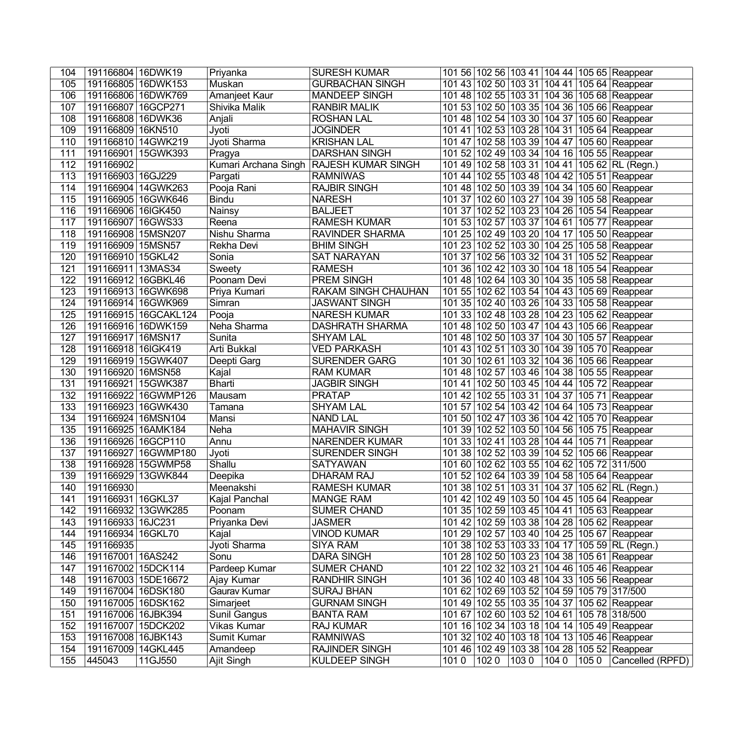| 104 | 191166804 | 16DWK19 | Priyanka | SURESH KUMAR | 101 56 | 102 56 | 103 41 | 104 44 | 105 65 | Reappear |
|---|---|---|---|---|---|---|---|---|---|---|
| 105 | 191166805 | 16DWK153 | Muskan | GURBACHAN SINGH | 101 43 | 102 50 | 103 31 | 104 41 | 105 64 | Reappear |
| 106 | 191166806 | 16DWK769 | Amanjeet Kaur | MANDEEP SINGH | 101 48 | 102 55 | 103 31 | 104 36 | 105 68 | Reappear |
| 107 | 191166807 | 16GCP271 | Shivika Malik | RANBIR MALIK | 101 53 | 102 50 | 103 35 | 104 36 | 105 66 | Reappear |
| 108 | 191166808 | 16DWK36 | Anjali | ROSHAN LAL | 101 48 | 102 54 | 103 30 | 104 37 | 105 60 | Reappear |
| 109 | 191166809 | 16KN510 | Jyoti | JOGINDER | 101 41 | 102 53 | 103 28 | 104 31 | 105 64 | Reappear |
| 110 | 191166810 | 14GWK219 | Jyoti Sharma | KRISHAN LAL | 101 47 | 102 58 | 103 39 | 104 47 | 105 60 | Reappear |
| 111 | 191166901 | 15GWK393 | Pragya | DARSHAN SINGH | 101 52 | 102 49 | 103 34 | 104 16 | 105 55 | Reappear |
| 112 | 191166902 | | Kumari Archana Singh | RAJESH KUMAR SINGH | 101 49 | 102 58 | 103 31 | 104 41 | 105 62 | RL (Regn.) |
| 113 | 191166903 | 16GJ229 | Pargati | RAMNIWAS | 101 44 | 102 55 | 103 48 | 104 42 | 105 51 | Reappear |
| 114 | 191166904 | 14GWK263 | Pooja Rani | RAJBIR SINGH | 101 48 | 102 50 | 103 39 | 104 34 | 105 60 | Reappear |
| 115 | 191166905 | 16GWK646 | Bindu | NARESH | 101 37 | 102 60 | 103 27 | 104 39 | 105 58 | Reappear |
| 116 | 191166906 | 16IGK450 | Nainsy | BALJEET | 101 37 | 102 52 | 103 23 | 104 26 | 105 54 | Reappear |
| 117 | 191166907 | 16GWS33 | Reena | RAMESH KUMAR | 101 53 | 102 57 | 103 37 | 104 61 | 105 77 | Reappear |
| 118 | 191166908 | 15MSN207 | Nishu Sharma | RAVINDER SHARMA | 101 25 | 102 49 | 103 20 | 104 17 | 105 50 | Reappear |
| 119 | 191166909 | 15MSN57 | Rekha Devi | BHIM SINGH | 101 23 | 102 52 | 103 30 | 104 25 | 105 58 | Reappear |
| 120 | 191166910 | 15GKL42 | Sonia | SAT NARAYAN | 101 37 | 102 56 | 103 32 | 104 31 | 105 52 | Reappear |
| 121 | 191166911 | 13MAS34 | Sweety | RAMESH | 101 36 | 102 42 | 103 30 | 104 18 | 105 54 | Reappear |
| 122 | 191166912 | 16GBKL46 | Poonam Devi | PREM SINGH | 101 48 | 102 64 | 103 30 | 104 35 | 105 58 | Reappear |
| 123 | 191166913 | 16GWK698 | Priya Kumari | RAKAM SINGH CHAUHAN | 101 55 | 102 62 | 103 54 | 104 43 | 105 69 | Reappear |
| 124 | 191166914 | 16GWK969 | Simran | JASWANT SINGH | 101 35 | 102 40 | 103 26 | 104 33 | 105 58 | Reappear |
| 125 | 191166915 | 16GCAKL124 | Pooja | NARESH KUMAR | 101 33 | 102 48 | 103 28 | 104 23 | 105 62 | Reappear |
| 126 | 191166916 | 16DWK159 | Neha Sharma | DASHRATH SHARMA | 101 48 | 102 50 | 103 47 | 104 43 | 105 66 | Reappear |
| 127 | 191166917 | 16MSN17 | Sunita | SHYAM LAL | 101 48 | 102 50 | 103 37 | 104 30 | 105 57 | Reappear |
| 128 | 191166918 | 16IGK419 | Arti Bukkal | VED PARKASH | 101 43 | 102 51 | 103 30 | 104 39 | 105 70 | Reappear |
| 129 | 191166919 | 15GWK407 | Deepti Garg | SURENDER GARG | 101 30 | 102 61 | 103 32 | 104 36 | 105 66 | Reappear |
| 130 | 191166920 | 16MSN58 | Kajal | RAM KUMAR | 101 48 | 102 57 | 103 46 | 104 38 | 105 55 | Reappear |
| 131 | 191166921 | 15GWK387 | Bharti | JAGBIR SINGH | 101 41 | 102 50 | 103 45 | 104 44 | 105 72 | Reappear |
| 132 | 191166922 | 16GWMP126 | Mausam | PRATAP | 101 42 | 102 55 | 103 31 | 104 37 | 105 71 | Reappear |
| 133 | 191166923 | 16GWK430 | Tamana | SHYAM LAL | 101 57 | 102 54 | 103 42 | 104 64 | 105 73 | Reappear |
| 134 | 191166924 | 16MSN104 | Mansi | NAND LAL | 101 50 | 102 47 | 103 36 | 104 42 | 105 70 | Reappear |
| 135 | 191166925 | 16AMK184 | Neha | MAHAVIR SINGH | 101 39 | 102 52 | 103 50 | 104 56 | 105 75 | Reappear |
| 136 | 191166926 | 16GCP110 | Annu | NARENDER KUMAR | 101 33 | 102 41 | 103 28 | 104 44 | 105 71 | Reappear |
| 137 | 191166927 | 16GWMP180 | Jyoti | SURENDER SINGH | 101 38 | 102 52 | 103 39 | 104 52 | 105 66 | Reappear |
| 138 | 191166928 | 15GWMP58 | Shallu | SATYAWAN | 101 60 | 102 62 | 103 55 | 104 62 | 105 72 | 311/500 |
| 139 | 191166929 | 13GWK844 | Deepika | DHARAM RAJ | 101 52 | 102 64 | 103 39 | 104 58 | 105 64 | Reappear |
| 140 | 191166930 | | Meenakshi | RAMESH KUMAR | 101 38 | 102 51 | 103 31 | 104 37 | 105 62 | RL (Regn.) |
| 141 | 191166931 | 16GKL37 | Kajal Panchal | MANGE RAM | 101 42 | 102 49 | 103 50 | 104 45 | 105 64 | Reappear |
| 142 | 191166932 | 13GWK285 | Poonam | SUMER CHAND | 101 35 | 102 59 | 103 45 | 104 41 | 105 63 | Reappear |
| 143 | 191166933 | 16JC231 | Priyanka Devi | JASMER | 101 42 | 102 59 | 103 38 | 104 28 | 105 62 | Reappear |
| 144 | 191166934 | 16GKL70 | Kajal | VINOD KUMAR | 101 29 | 102 57 | 103 40 | 104 25 | 105 67 | Reappear |
| 145 | 191166935 | | Jyoti Sharma | SIYA RAM | 101 38 | 102 53 | 103 33 | 104 17 | 105 59 | RL (Regn.) |
| 146 | 191167001 | 16AS242 | Sonu | DARA SINGH | 101 28 | 102 50 | 103 23 | 104 38 | 105 61 | Reappear |
| 147 | 191167002 | 15DCK114 | Pardeep Kumar | SUMER CHAND | 101 22 | 102 32 | 103 21 | 104 46 | 105 46 | Reappear |
| 148 | 191167003 | 15DE16672 | Ajay Kumar | RANDHIR SINGH | 101 36 | 102 40 | 103 48 | 104 33 | 105 56 | Reappear |
| 149 | 191167004 | 16DSK180 | Gaurav Kumar | SURAJ BHAN | 101 62 | 102 69 | 103 52 | 104 59 | 105 79 | 317/500 |
| 150 | 191167005 | 16DSK162 | Simarjeet | GURNAM SINGH | 101 49 | 102 55 | 103 35 | 104 37 | 105 62 | Reappear |
| 151 | 191167006 | 16JBK394 | Sunil Gangus | BANTA RAM | 101 67 | 102 60 | 103 52 | 104 61 | 105 78 | 318/500 |
| 152 | 191167007 | 15DCK202 | Vikas Kumar | RAJ KUMAR | 101 16 | 102 34 | 103 18 | 104 14 | 105 49 | Reappear |
| 153 | 191167008 | 16JBK143 | Sumit Kumar | RAMNIWAS | 101 32 | 102 40 | 103 18 | 104 13 | 105 46 | Reappear |
| 154 | 191167009 | 14GKL445 | Amandeep | RAJINDER SINGH | 101 46 | 102 49 | 103 38 | 104 28 | 105 52 | Reappear |
| 155 | 445043 | 11GJ550 | Ajit Singh | KULDEEP SINGH | 101 0 | 102 0 | 103 0 | 104 0 | 105 0 | Cancelled (RPFD) |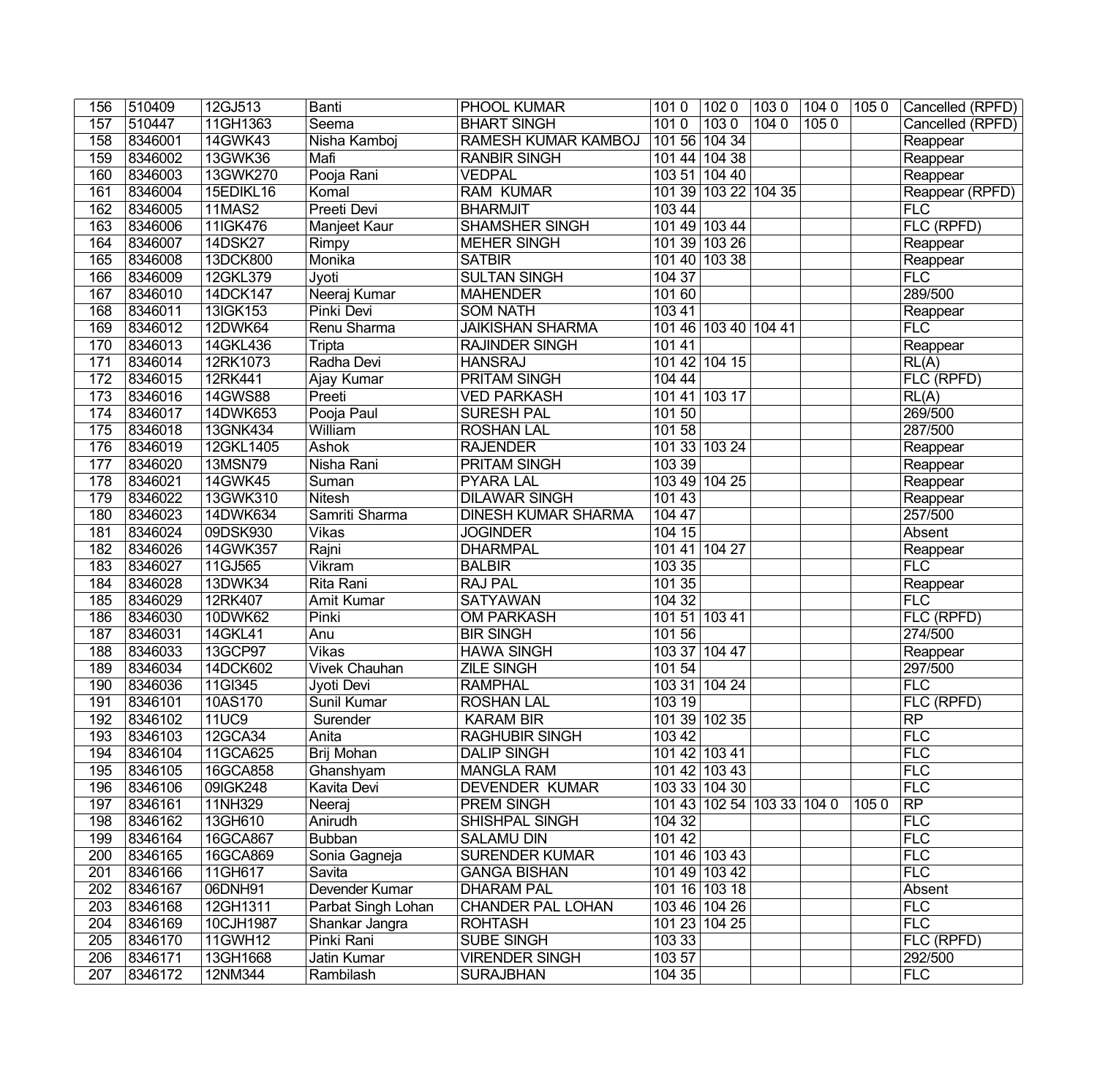| 156 | 510409 | 12GJ513 | Banti | PHOOL KUMAR | 101 0 | 102 0 | 103 0 | 104 0 | 105 0 | Cancelled (RPFD) |
|---|---|---|---|---|---|---|---|---|---|---|
| 157 | 510447 | 11GH1363 | Seema | BHART SINGH | 101 0 | 103 0 | 104 0 | 105 0 | | Cancelled (RPFD) |
| 158 | 8346001 | 14GWK43 | Nisha Kamboj | RAMESH KUMAR KAMBOJ | 101 56 | 104 34 | | | | Reappear |
| 159 | 8346002 | 13GWK36 | Mafi | RANBIR SINGH | 101 44 | 104 38 | | | | Reappear |
| 160 | 8346003 | 13GWK270 | Pooja Rani | VEDPAL | 103 51 | 104 40 | | | | Reappear |
| 161 | 8346004 | 15EDIKL16 | Komal | RAM KUMAR | 101 39 | 103 22 | 104 35 | | | Reappear (RPFD) |
| 162 | 8346005 | 11MAS2 | Preeti Devi | BHARMJIT | 103 44 | | | | | FLC |
| 163 | 8346006 | 11IGK476 | Manjeet Kaur | SHAMSHER SINGH | 101 49 | 103 44 | | | | FLC (RPFD) |
| 164 | 8346007 | 14DSK27 | Rimpy | MEHER SINGH | 101 39 | 103 26 | | | | Reappear |
| 165 | 8346008 | 13DCK800 | Monika | SATBIR | 101 40 | 103 38 | | | | Reappear |
| 166 | 8346009 | 12GKL379 | Jyoti | SULTAN SINGH | 104 37 | | | | | FLC |
| 167 | 8346010 | 14DCK147 | Neeraj Kumar | MAHENDER | 101 60 | | | | | 289/500 |
| 168 | 8346011 | 13IGK153 | Pinki Devi | SOM NATH | 103 41 | | | | | Reappear |
| 169 | 8346012 | 12DWK64 | Renu Sharma | JAIKISHAN SHARMA | 101 46 | 103 40 | 104 41 | | | FLC |
| 170 | 8346013 | 14GKL436 | Tripta | RAJINDER SINGH | 101 41 | | | | | Reappear |
| 171 | 8346014 | 12RK1073 | Radha Devi | HANSRAJ | 101 42 | 104 15 | | | | RL(A) |
| 172 | 8346015 | 12RK441 | Ajay Kumar | PRITAM SINGH | 104 44 | | | | | FLC (RPFD) |
| 173 | 8346016 | 14GWS88 | Preeti | VED PARKASH | 101 41 | 103 17 | | | | RL(A) |
| 174 | 8346017 | 14DWK653 | Pooja Paul | SURESH PAL | 101 50 | | | | | 269/500 |
| 175 | 8346018 | 13GNK434 | William | ROSHAN LAL | 101 58 | | | | | 287/500 |
| 176 | 8346019 | 12GKL1405 | Ashok | RAJENDER | 101 33 | 103 24 | | | | Reappear |
| 177 | 8346020 | 13MSN79 | Nisha Rani | PRITAM SINGH | 103 39 | | | | | Reappear |
| 178 | 8346021 | 14GWK45 | Suman | PYARA LAL | 103 49 | 104 25 | | | | Reappear |
| 179 | 8346022 | 13GWK310 | Nitesh | DILAWAR SINGH | 101 43 | | | | | Reappear |
| 180 | 8346023 | 14DWK634 | Samriti Sharma | DINESH KUMAR SHARMA | 104 47 | | | | | 257/500 |
| 181 | 8346024 | 09DSK930 | Vikas | JOGINDER | 104 15 | | | | | Absent |
| 182 | 8346026 | 14GWK357 | Rajni | DHARMPAL | 101 41 | 104 27 | | | | Reappear |
| 183 | 8346027 | 11GJ565 | Vikram | BALBIR | 103 35 | | | | | FLC |
| 184 | 8346028 | 13DWK34 | Rita Rani | RAJ PAL | 101 35 | | | | | Reappear |
| 185 | 8346029 | 12RK407 | Amit Kumar | SATYAWAN | 104 32 | | | | | FLC |
| 186 | 8346030 | 10DWK62 | Pinki | OM PARKASH | 101 51 | 103 41 | | | | FLC (RPFD) |
| 187 | 8346031 | 14GKL41 | Anu | BIR SINGH | 101 56 | | | | | 274/500 |
| 188 | 8346033 | 13GCP97 | Vikas | HAWA SINGH | 103 37 | 104 47 | | | | Reappear |
| 189 | 8346034 | 14DCK602 | Vivek Chauhan | ZILE SINGH | 101 54 | | | | | 297/500 |
| 190 | 8346036 | 11GI345 | Jyoti Devi | RAMPHAL | 103 31 | 104 24 | | | | FLC |
| 191 | 8346101 | 10AS170 | Sunil Kumar | ROSHAN LAL | 103 19 | | | | | FLC (RPFD) |
| 192 | 8346102 | 11UC9 | Surender | KARAM BIR | 101 39 | 102 35 | | | | RP |
| 193 | 8346103 | 12GCA34 | Anita | RAGHUBIR SINGH | 103 42 | | | | | FLC |
| 194 | 8346104 | 11GCA625 | Brij Mohan | DALIP SINGH | 101 42 | 103 41 | | | | FLC |
| 195 | 8346105 | 16GCA858 | Ghanshyam | MANGLA RAM | 101 42 | 103 43 | | | | FLC |
| 196 | 8346106 | 09IGK248 | Kavita Devi | DEVENDER KUMAR | 103 33 | 104 30 | | | | FLC |
| 197 | 8346161 | 11NH329 | Neeraj | PREM SINGH | 101 43 | 102 54 | 103 33 | 104 0 | 105 0 | RP |
| 198 | 8346162 | 13GH610 | Anirudh | SHISHPAL SINGH | 104 32 | | | | | FLC |
| 199 | 8346164 | 16GCA867 | Bubban | SALAMU DIN | 101 42 | | | | | FLC |
| 200 | 8346165 | 16GCA869 | Sonia Gagneja | SURENDER KUMAR | 101 46 | 103 43 | | | | FLC |
| 201 | 8346166 | 11GH617 | Savita | GANGA BISHAN | 101 49 | 103 42 | | | | FLC |
| 202 | 8346167 | 06DNH91 | Devender Kumar | DHARAM PAL | 101 16 | 103 18 | | | | Absent |
| 203 | 8346168 | 12GH1311 | Parbat Singh Lohan | CHANDER PAL LOHAN | 103 46 | 104 26 | | | | FLC |
| 204 | 8346169 | 10CJH1987 | Shankar Jangra | ROHTASH | 101 23 | 104 25 | | | | FLC |
| 205 | 8346170 | 11GWH12 | Pinki Rani | SUBE SINGH | 103 33 | | | | | FLC (RPFD) |
| 206 | 8346171 | 13GH1668 | Jatin Kumar | VIRENDER SINGH | 103 57 | | | | | 292/500 |
| 207 | 8346172 | 12NM344 | Rambilash | SURAJBHAN | 104 35 | | | | | FLC |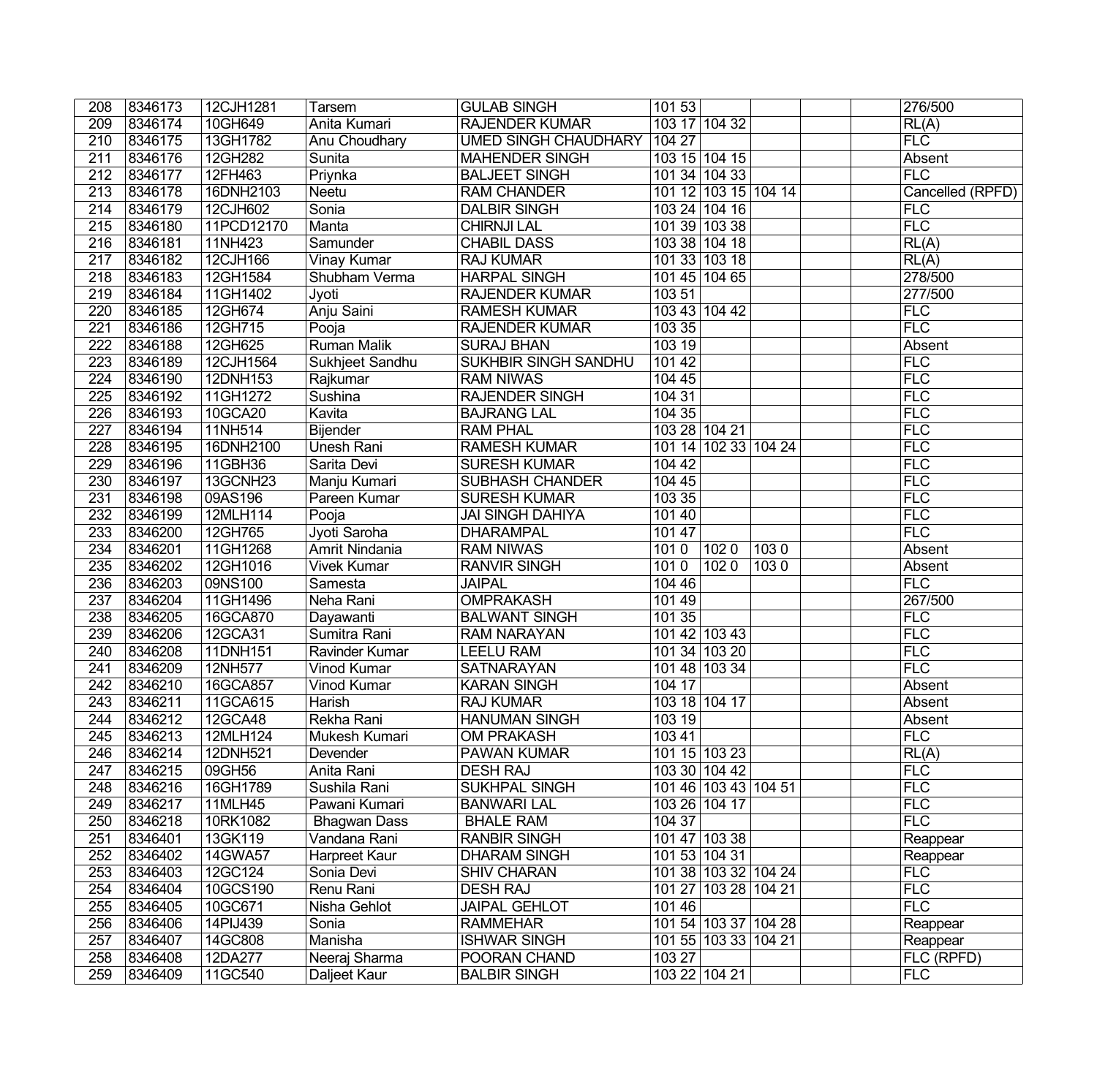| 208 | 8346173 | 12CJH1281 | Tarsem | GULAB SINGH | 101 53 | | | | | 276/500 |
|---|---|---|---|---|---|---|---|---|---|---|
| 209 | 8346174 | 10GH649 | Anita Kumari | RAJENDER KUMAR | 103 17 | 104 32 | | | | RL(A) |
| 210 | 8346175 | 13GH1782 | Anu Choudhary | UMED SINGH CHAUDHARY | 104 27 | | | | | FLC |
| 211 | 8346176 | 12GH282 | Sunita | MAHENDER SINGH | 103 15 | 104 15 | | | | Absent |
| 212 | 8346177 | 12FH463 | Priynka | BALJEET SINGH | 101 34 | 104 33 | | | | FLC |
| 213 | 8346178 | 16DNH2103 | Neetu | RAM CHANDER | 101 12 | 103 15 | 104 14 | | | Cancelled (RPFD) |
| 214 | 8346179 | 12CJH602 | Sonia | DALBIR SINGH | 103 24 | 104 16 | | | | FLC |
| 215 | 8346180 | 11PCD12170 | Manta | CHIRNJI LAL | 101 39 | 103 38 | | | | FLC |
| 216 | 8346181 | 11NH423 | Samunder | CHABIL DASS | 103 38 | 104 18 | | | | RL(A) |
| 217 | 8346182 | 12CJH166 | Vinay Kumar | RAJ KUMAR | 101 33 | 103 18 | | | | RL(A) |
| 218 | 8346183 | 12GH1584 | Shubham Verma | HARPAL SINGH | 101 45 | 104 65 | | | | 278/500 |
| 219 | 8346184 | 11GH1402 | Jyoti | RAJENDER KUMAR | 103 51 | | | | | 277/500 |
| 220 | 8346185 | 12GH674 | Anju Saini | RAMESH KUMAR | 103 43 | 104 42 | | | | FLC |
| 221 | 8346186 | 12GH715 | Pooja | RAJENDER KUMAR | 103 35 | | | | | FLC |
| 222 | 8346188 | 12GH625 | Ruman Malik | SURAJ BHAN | 103 19 | | | | | Absent |
| 223 | 8346189 | 12CJH1564 | Sukhjeet Sandhu | SUKHBIR SINGH SANDHU | 101 42 | | | | | FLC |
| 224 | 8346190 | 12DNH153 | Rajkumar | RAM NIWAS | 104 45 | | | | | FLC |
| 225 | 8346192 | 11GH1272 | Sushina | RAJENDER SINGH | 104 31 | | | | | FLC |
| 226 | 8346193 | 10GCA20 | Kavita | BAJRANG LAL | 104 35 | | | | | FLC |
| 227 | 8346194 | 11NH514 | Bijender | RAM PHAL | 103 28 | 104 21 | | | | FLC |
| 228 | 8346195 | 16DNH2100 | Unesh Rani | RAMESH KUMAR | 101 14 | 102 33 | 104 24 | | | FLC |
| 229 | 8346196 | 11GBH36 | Sarita Devi | SURESH KUMAR | 104 42 | | | | | FLC |
| 230 | 8346197 | 13GCNH23 | Manju Kumari | SUBHASH CHANDER | 104 45 | | | | | FLC |
| 231 | 8346198 | 09AS196 | Pareen Kumar | SURESH KUMAR | 103 35 | | | | | FLC |
| 232 | 8346199 | 12MLH114 | Pooja | JAI SINGH DAHIYA | 101 40 | | | | | FLC |
| 233 | 8346200 | 12GH765 | Jyoti Saroha | DHARAMPAL | 101 47 | | | | | FLC |
| 234 | 8346201 | 11GH1268 | Amrit Nindania | RAM NIWAS | 101 0 | 102 0 | 103 0 | | | Absent |
| 235 | 8346202 | 12GH1016 | Vivek Kumar | RANVIR SINGH | 101 0 | 102 0 | 103 0 | | | Absent |
| 236 | 8346203 | 09NS100 | Samesta | JAIPAL | 104 46 | | | | | FLC |
| 237 | 8346204 | 11GH1496 | Neha Rani | OMPRAKASH | 101 49 | | | | | 267/500 |
| 238 | 8346205 | 16GCA870 | Dayawanti | BALWANT SINGH | 101 35 | | | | | FLC |
| 239 | 8346206 | 12GCA31 | Sumitra Rani | RAM NARAYAN | 101 42 | 103 43 | | | | FLC |
| 240 | 8346208 | 11DNH151 | Ravinder Kumar | LEELU RAM | 101 34 | 103 20 | | | | FLC |
| 241 | 8346209 | 12NH577 | Vinod Kumar | SATNARAYAN | 101 48 | 103 34 | | | | FLC |
| 242 | 8346210 | 16GCA857 | Vinod Kumar | KARAN SINGH | 104 17 | | | | | Absent |
| 243 | 8346211 | 11GCA615 | Harish | RAJ KUMAR | 103 18 | 104 17 | | | | Absent |
| 244 | 8346212 | 12GCA48 | Rekha Rani | HANUMAN SINGH | 103 19 | | | | | Absent |
| 245 | 8346213 | 12MLH124 | Mukesh Kumari | OM PRAKASH | 103 41 | | | | | FLC |
| 246 | 8346214 | 12DNH521 | Devender | PAWAN KUMAR | 101 15 | 103 23 | | | | RL(A) |
| 247 | 8346215 | 09GH56 | Anita Rani | DESH RAJ | 103 30 | 104 42 | | | | FLC |
| 248 | 8346216 | 16GH1789 | Sushila Rani | SUKHPAL SINGH | 101 46 | 103 43 | 104 51 | | | FLC |
| 249 | 8346217 | 11MLH45 | Pawani Kumari | BANWARI LAL | 103 26 | 104 17 | | | | FLC |
| 250 | 8346218 | 10RK1082 | Bhagwan Dass | BHALE RAM | 104 37 | | | | | FLC |
| 251 | 8346401 | 13GK119 | Vandana Rani | RANBIR SINGH | 101 47 | 103 38 | | | | Reappear |
| 252 | 8346402 | 14GWA57 | Harpreet Kaur | DHARAM SINGH | 101 53 | 104 31 | | | | Reappear |
| 253 | 8346403 | 12GC124 | Sonia Devi | SHIV CHARAN | 101 38 | 103 32 | 104 24 | | | FLC |
| 254 | 8346404 | 10GCS190 | Renu Rani | DESH RAJ | 101 27 | 103 28 | 104 21 | | | FLC |
| 255 | 8346405 | 10GC671 | Nisha Gehlot | JAIPAL GEHLOT | 101 46 | | | | | FLC |
| 256 | 8346406 | 14PIJ439 | Sonia | RAMMEHAR | 101 54 | 103 37 | 104 28 | | | Reappear |
| 257 | 8346407 | 14GC808 | Manisha | ISHWAR SINGH | 101 55 | 103 33 | 104 21 | | | Reappear |
| 258 | 8346408 | 12DA277 | Neeraj Sharma | POORAN CHAND | 103 27 | | | | | FLC (RPFD) |
| 259 | 8346409 | 11GC540 | Daljeet Kaur | BALBIR SINGH | 103 22 | 104 21 | | | | FLC |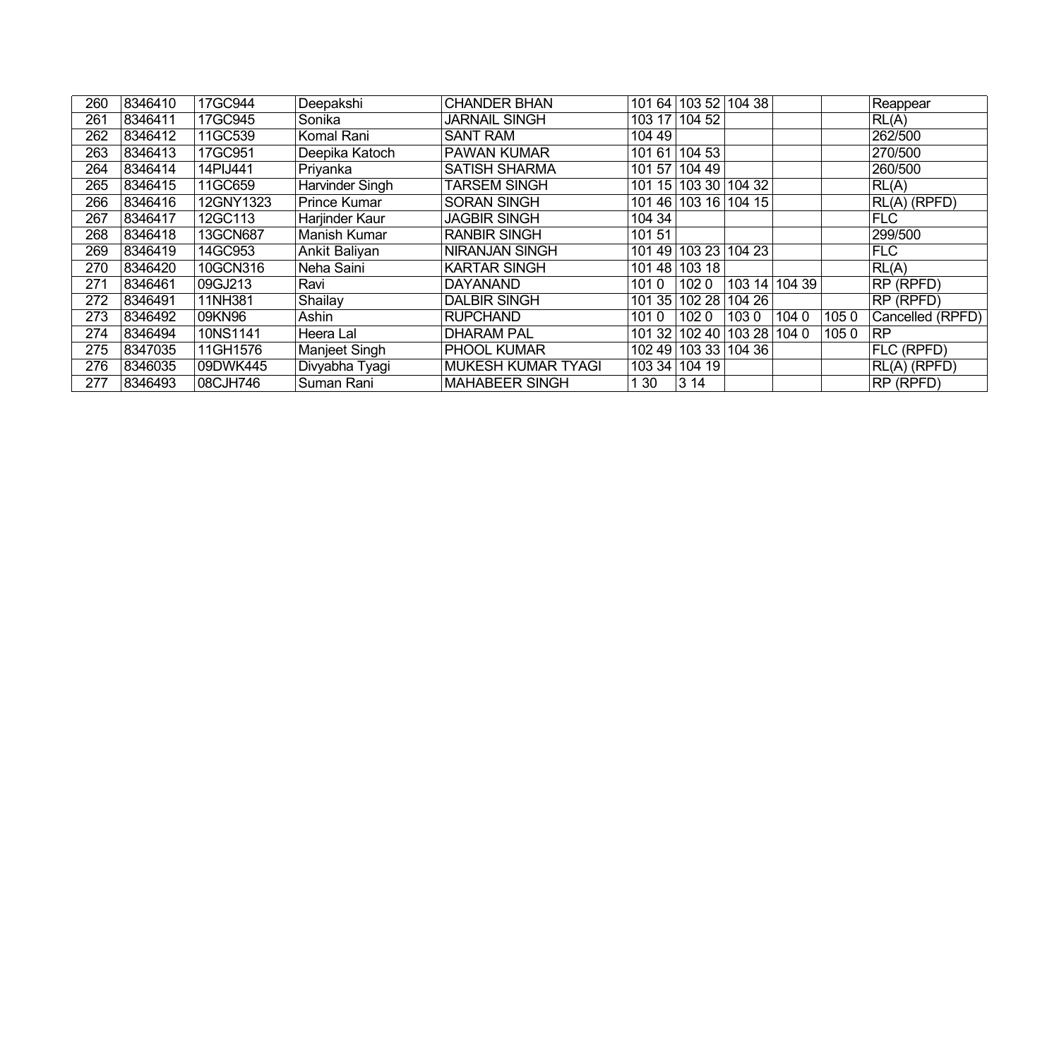| | | | | | | | | | | | |
|---|---|---|---|---|---|---|---|---|---|---|---|
| 260 | 8346410 | 17GC944 | Deepakshi | CHANDER BHAN | 101 64 | 103 52 | 104 38 | | | | Reappear |
| 261 | 8346411 | 17GC945 | Sonika | JARNAIL SINGH | 103 17 | 104 52 | | | | | RL(A) |
| 262 | 8346412 | 11GC539 | Komal Rani | SANT RAM | 104 49 | | | | | | 262/500 |
| 263 | 8346413 | 17GC951 | Deepika Katoch | PAWAN KUMAR | 101 61 | 104 53 | | | | | 270/500 |
| 264 | 8346414 | 14PIJ441 | Priyanka | SATISH SHARMA | 101 57 | 104 49 | | | | | 260/500 |
| 265 | 8346415 | 11GC659 | Harvinder Singh | TARSEM SINGH | 101 15 | 103 30 | 104 32 | | | | RL(A) |
| 266 | 8346416 | 12GNY1323 | Prince Kumar | SORAN SINGH | 101 46 | 103 16 | 104 15 | | | | RL(A) (RPFD) |
| 267 | 8346417 | 12GC113 | Harjinder Kaur | JAGBIR SINGH | 104 34 | | | | | | FLC |
| 268 | 8346418 | 13GCN687 | Manish Kumar | RANBIR SINGH | 101 51 | | | | | | 299/500 |
| 269 | 8346419 | 14GC953 | Ankit Baliyan | NIRANJAN SINGH | 101 49 | 103 23 | 104 23 | | | | FLC |
| 270 | 8346420 | 10GCN316 | Neha Saini | KARTAR SINGH | 101 48 | 103 18 | | | | | RL(A) |
| 271 | 8346461 | 09GJ213 | Ravi | DAYANAND | 101 0 | 102 0 | 103 14 | 104 39 | | | RP (RPFD) |
| 272 | 8346491 | 11NH381 | Shailay | DALBIR SINGH | 101 35 | 102 28 | 104 26 | | | | RP (RPFD) |
| 273 | 8346492 | 09KN96 | Ashin | RUPCHAND | 101 0 | 102 0 | 103 0 | 104 0 | 105 0 | | Cancelled (RPFD) |
| 274 | 8346494 | 10NS1141 | Heera Lal | DHARAM PAL | 101 32 | 102 40 | 103 28 | 104 0 | 105 0 | | RP |
| 275 | 8347035 | 11GH1576 | Manjeet Singh | PHOOL KUMAR | 102 49 | 103 33 | 104 36 | | | | FLC (RPFD) |
| 276 | 8346035 | 09DWK445 | Divyabha Tyagi | MUKESH KUMAR TYAGI | 103 34 | 104 19 | | | | | RL(A) (RPFD) |
| 277 | 8346493 | 08CJH746 | Suman Rani | MAHABEER SINGH | 1 30 | 3 14 | | | | | RP (RPFD) |